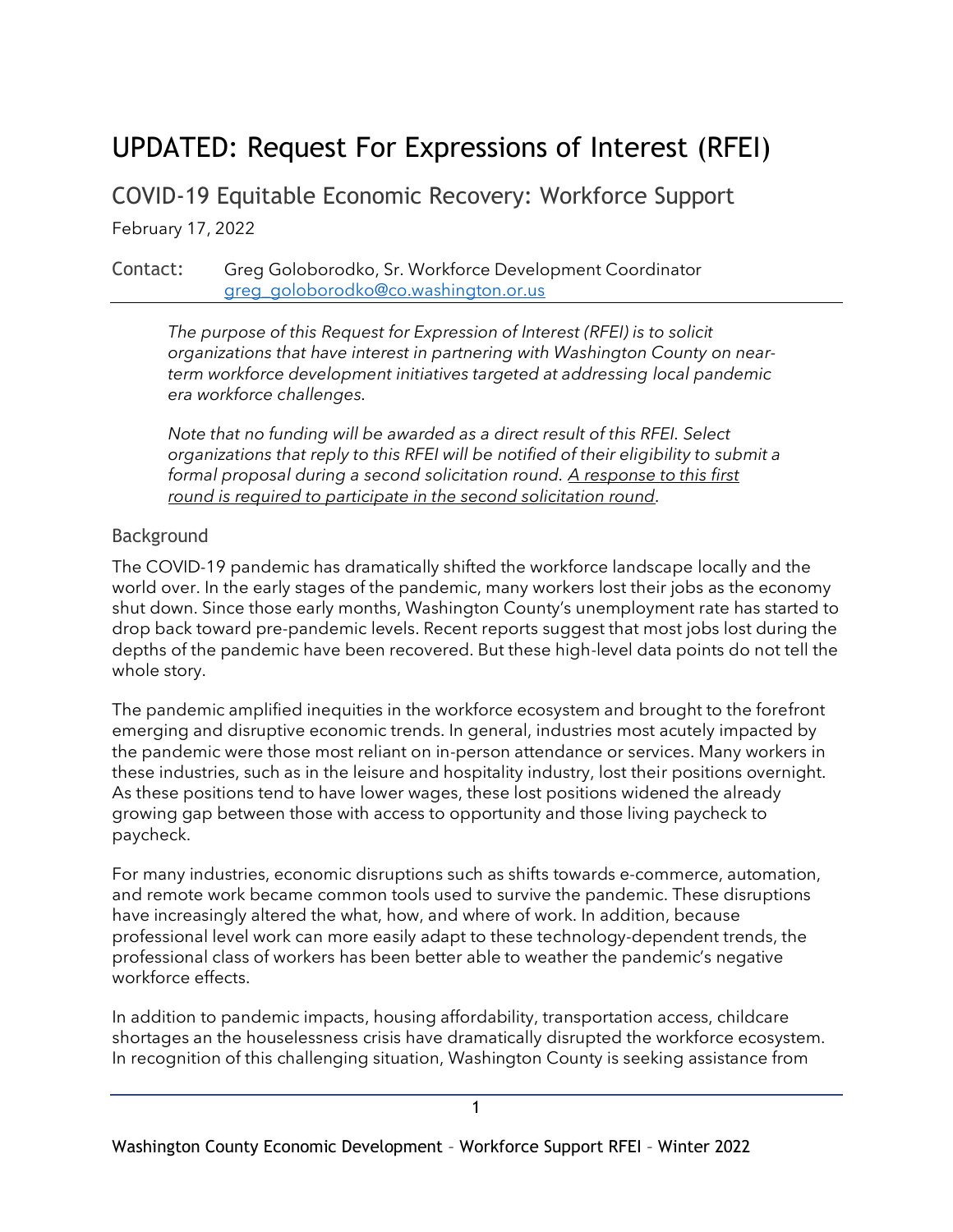# UPDATED: Request For Expressions of Interest (RFEI)

## COVID-19 Equitable Economic Recovery: Workforce Support

February 17, 2022

Contact: Greg Goloborodko, Sr. Workforce Development Coordinator
[greg_goloborodko@co.washington.or.us](mailto:greg_goloborodko@co.washington.or.us)

---

*The purpose of this Request for Expression of Interest (RFEI) is to solicit organizations that have interest in partnering with Washington County on near-term workforce development initiatives targeted at addressing local pandemic era workforce challenges.*

*Note that no funding will be awarded as a direct result of this RFEI. Select organizations that reply to this RFEI will be notified of their eligibility to submit a formal proposal during a second solicitation round. A response to this first round is required to participate in the second solicitation round.*

### Background

The COVID-19 pandemic has dramatically shifted the workforce landscape locally and the world over. In the early stages of the pandemic, many workers lost their jobs as the economy shut down. Since those early months, Washington County's unemployment rate has started to drop back toward pre-pandemic levels. Recent reports suggest that most jobs lost during the depths of the pandemic have been recovered. But these high-level data points do not tell the whole story.

The pandemic amplified inequities in the workforce ecosystem and brought to the forefront emerging and disruptive economic trends. In general, industries most acutely impacted by the pandemic were those most reliant on in-person attendance or services. Many workers in these industries, such as in the leisure and hospitality industry, lost their positions overnight. As these positions tend to have lower wages, these lost positions widened the already growing gap between those with access to opportunity and those living paycheck to paycheck.

For many industries, economic disruptions such as shifts towards e-commerce, automation, and remote work became common tools used to survive the pandemic. These disruptions have increasingly altered the what, how, and where of work. In addition, because professional level work can more easily adapt to these technology-dependent trends, the professional class of workers has been better able to weather the pandemic's negative workforce effects.

In addition to pandemic impacts, housing affordability, transportation access, childcare shortages an the houselessness crisis have dramatically disrupted the workforce ecosystem. In recognition of this challenging situation, Washington County is seeking assistance from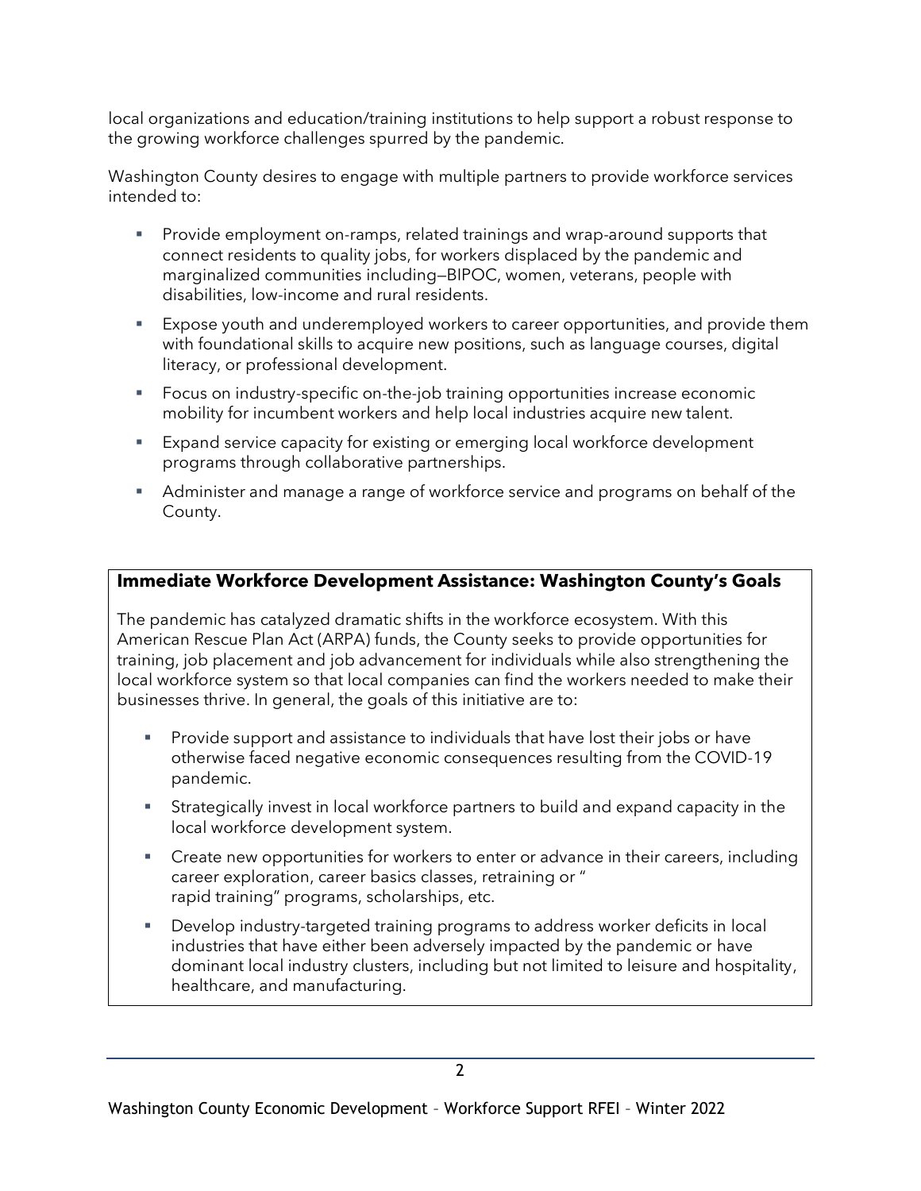local organizations and education/training institutions to help support a robust response to the growing workforce challenges spurred by the pandemic.

Washington County desires to engage with multiple partners to provide workforce services intended to:

- Provide employment on-ramps, related trainings and wrap-around supports that connect residents to quality jobs, for workers displaced by the pandemic and marginalized communities including—BIPOC, women, veterans, people with disabilities, low-income and rural residents.
- Expose youth and underemployed workers to career opportunities, and provide them with foundational skills to acquire new positions, such as language courses, digital literacy, or professional development.
- Focus on industry-specific on-the-job training opportunities increase economic mobility for incumbent workers and help local industries acquire new talent.
- Expand service capacity for existing or emerging local workforce development programs through collaborative partnerships.
- Administer and manage a range of workforce service and programs on behalf of the County.

**Immediate Workforce Development Assistance: Washington County's Goals**

The pandemic has catalyzed dramatic shifts in the workforce ecosystem. With this American Rescue Plan Act (ARPA) funds, the County seeks to provide opportunities for training, job placement and job advancement for individuals while also strengthening the local workforce system so that local companies can find the workers needed to make their businesses thrive. In general, the goals of this initiative are to:

- Provide support and assistance to individuals that have lost their jobs or have otherwise faced negative economic consequences resulting from the COVID-19 pandemic.
- Strategically invest in local workforce partners to build and expand capacity in the local workforce development system.
- Create new opportunities for workers to enter or advance in their careers, including career exploration, career basics classes, retraining or " rapid training" programs, scholarships, etc.
- Develop industry-targeted training programs to address worker deficits in local industries that have either been adversely impacted by the pandemic or have dominant local industry clusters, including but not limited to leisure and hospitality, healthcare, and manufacturing.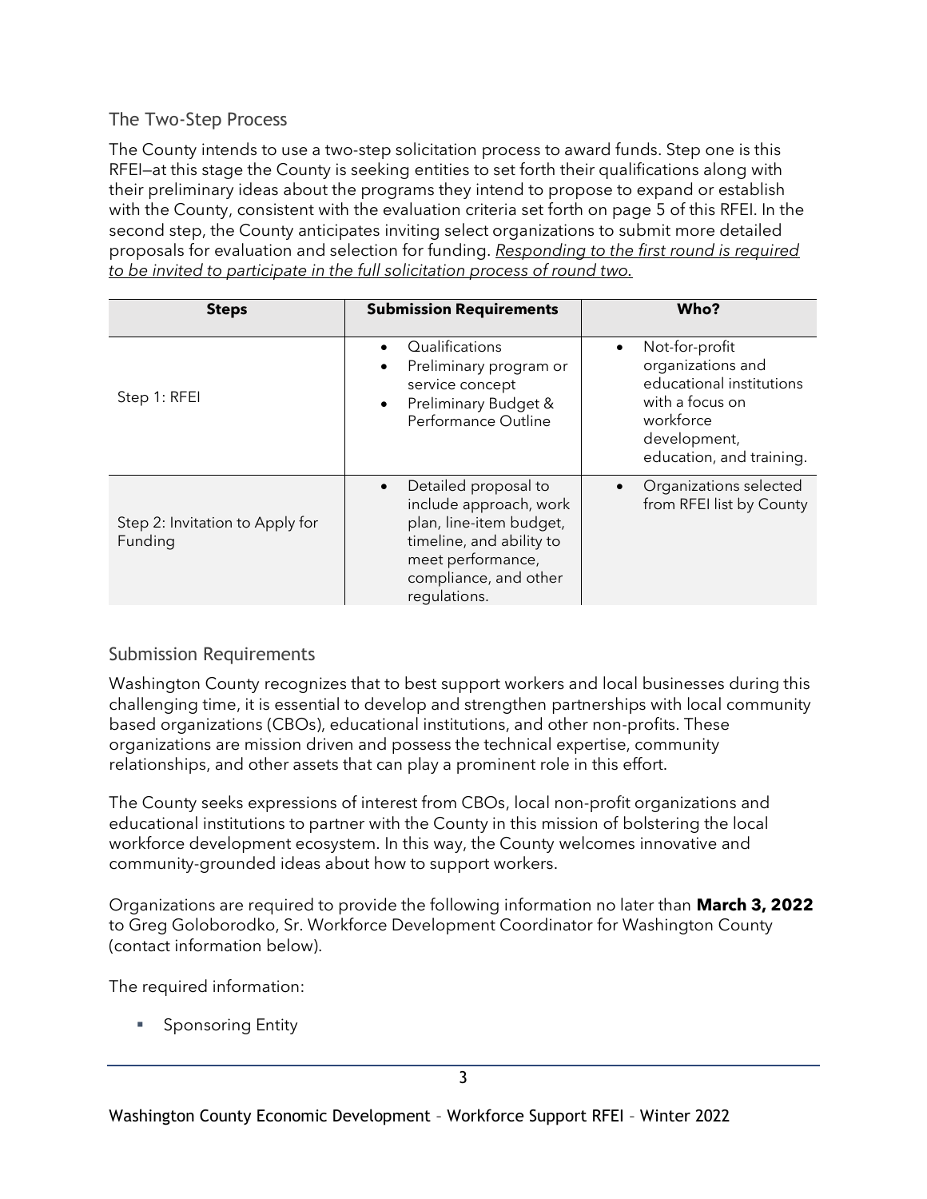## The Two-Step Process

The County intends to use a two-step solicitation process to award funds. Step one is this RFEI—at this stage the County is seeking entities to set forth their qualifications along with their preliminary ideas about the programs they intend to propose to expand or establish with the County, consistent with the evaluation criteria set forth on page 5 of this RFEI. In the second step, the County anticipates inviting select organizations to submit more detailed proposals for evaluation and selection for funding. *Responding to the first round is required to be invited to participate in the full solicitation process of round two.*

| Steps | Submission Requirements | Who? |
| --- | --- | --- |
| Step 1: RFEI | • Qualifications<br>• Preliminary program or service concept<br>• Preliminary Budget & Performance Outline | • Not-for-profit organizations and educational institutions with a focus on workforce development, education, and training. |
| Step 2: Invitation to Apply for Funding | • Detailed proposal to include approach, work plan, line-item budget, timeline, and ability to meet performance, compliance, and other regulations. | • Organizations selected from RFEI list by County |

## Submission Requirements

Washington County recognizes that to best support workers and local businesses during this challenging time, it is essential to develop and strengthen partnerships with local community based organizations (CBOs), educational institutions, and other non-profits. These organizations are mission driven and possess the technical expertise, community relationships, and other assets that can play a prominent role in this effort.

The County seeks expressions of interest from CBOs, local non-profit organizations and educational institutions to partner with the County in this mission of bolstering the local workforce development ecosystem. In this way, the County welcomes innovative and community-grounded ideas about how to support workers.

Organizations are required to provide the following information no later than **March 3, 2022** to Greg Goloborodko, Sr. Workforce Development Coordinator for Washington County (contact information below).

The required information:

- Sponsoring Entity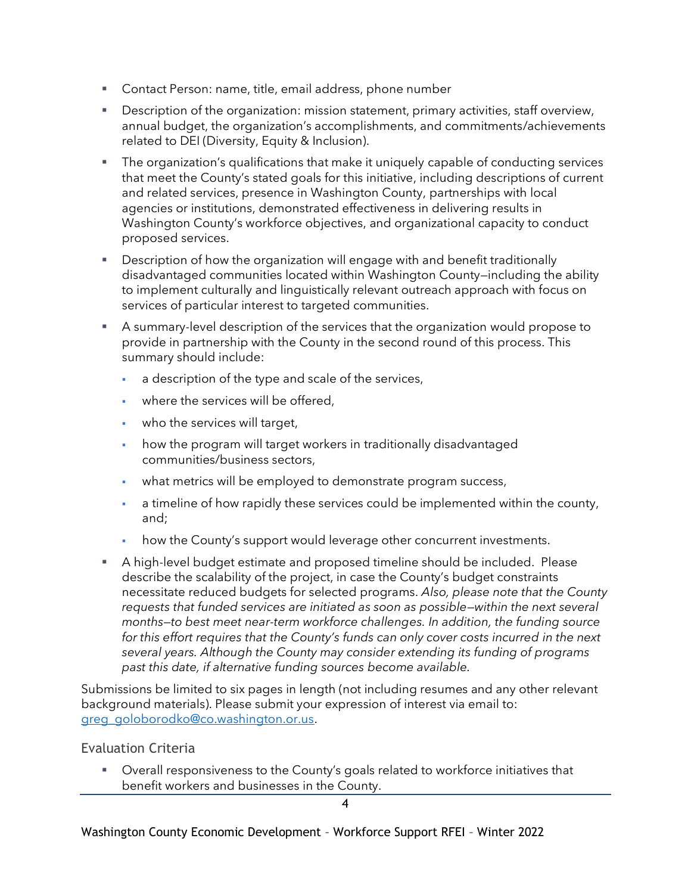- Contact Person: name, title, email address, phone number
- Description of the organization: mission statement, primary activities, staff overview, annual budget, the organization's accomplishments, and commitments/achievements related to DEI (Diversity, Equity & Inclusion).
- The organization's qualifications that make it uniquely capable of conducting services that meet the County's stated goals for this initiative, including descriptions of current and related services, presence in Washington County, partnerships with local agencies or institutions, demonstrated effectiveness in delivering results in Washington County's workforce objectives, and organizational capacity to conduct proposed services.
- Description of how the organization will engage with and benefit traditionally disadvantaged communities located within Washington County—including the ability to implement culturally and linguistically relevant outreach approach with focus on services of particular interest to targeted communities.
- A summary-level description of the services that the organization would propose to provide in partnership with the County in the second round of this process. This summary should include:
  - a description of the type and scale of the services,
  - where the services will be offered,
  - who the services will target,
  - how the program will target workers in traditionally disadvantaged communities/business sectors,
  - what metrics will be employed to demonstrate program success,
  - a timeline of how rapidly these services could be implemented within the county, and;
  - how the County's support would leverage other concurrent investments.
- A high-level budget estimate and proposed timeline should be included. Please describe the scalability of the project, in case the County's budget constraints necessitate reduced budgets for selected programs. *Also, please note that the County requests that funded services are initiated as soon as possible—within the next several months—to best meet near-term workforce challenges. In addition, the funding source for this effort requires that the County's funds can only cover costs incurred in the next several years. Although the County may consider extending its funding of programs past this date, if alternative funding sources become available.*

Submissions be limited to six pages in length (not including resumes and any other relevant background materials). Please submit your expression of interest via email to: [greg_goloborodko@co.washington.or.us](mailto:greg_goloborodko@co.washington.or.us).

## Evaluation Criteria

- Overall responsiveness to the County's goals related to workforce initiatives that benefit workers and businesses in the County.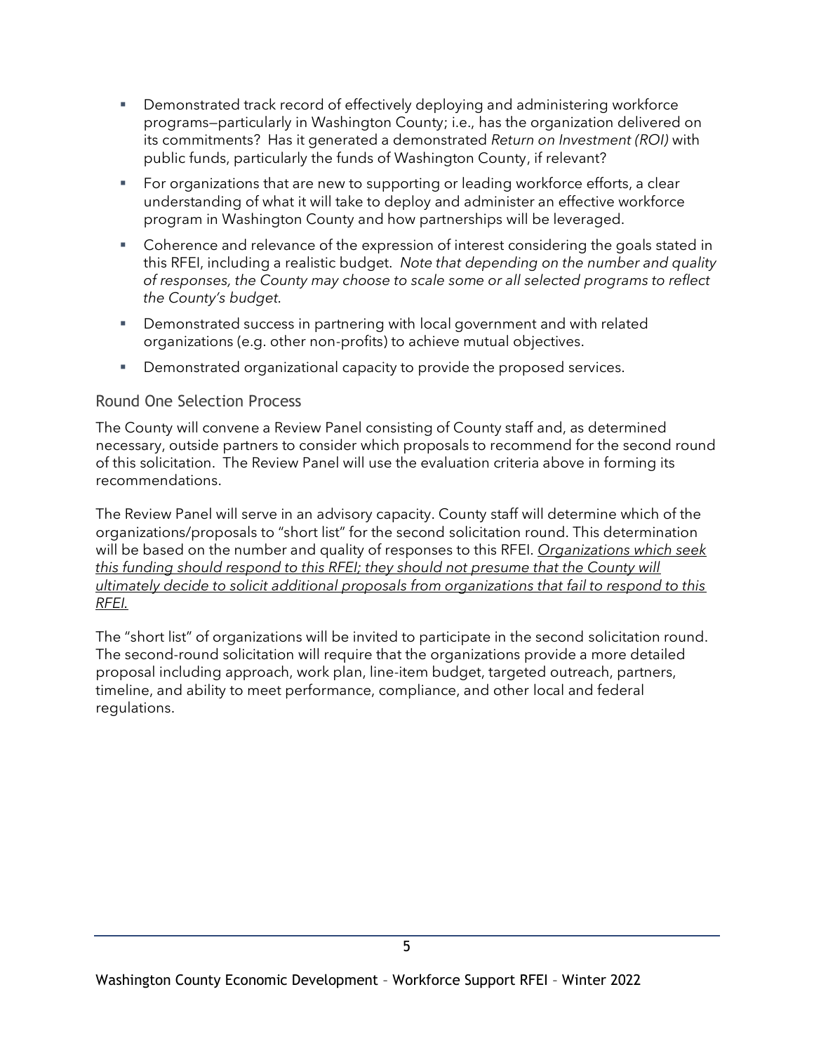- Demonstrated track record of effectively deploying and administering workforce programs—particularly in Washington County; i.e., has the organization delivered on its commitments? Has it generated a demonstrated *Return on Investment (ROI)* with public funds, particularly the funds of Washington County, if relevant?
- For organizations that are new to supporting or leading workforce efforts, a clear understanding of what it will take to deploy and administer an effective workforce program in Washington County and how partnerships will be leveraged.
- Coherence and relevance of the expression of interest considering the goals stated in this RFEI, including a realistic budget. *Note that depending on the number and quality of responses, the County may choose to scale some or all selected programs to reflect the County's budget.*
- Demonstrated success in partnering with local government and with related organizations (e.g. other non-profits) to achieve mutual objectives.
- Demonstrated organizational capacity to provide the proposed services.

### Round One Selection Process

The County will convene a Review Panel consisting of County staff and, as determined necessary, outside partners to consider which proposals to recommend for the second round of this solicitation. The Review Panel will use the evaluation criteria above in forming its recommendations.

The Review Panel will serve in an advisory capacity. County staff will determine which of the organizations/proposals to "short list" for the second solicitation round. This determination will be based on the number and quality of responses to this RFEI. <u>*Organizations which seek this funding should respond to this RFEI; they should not presume that the County will ultimately decide to solicit additional proposals from organizations that fail to respond to this RFEI.*</u>

The "short list" of organizations will be invited to participate in the second solicitation round. The second-round solicitation will require that the organizations provide a more detailed proposal including approach, work plan, line-item budget, targeted outreach, partners, timeline, and ability to meet performance, compliance, and other local and federal regulations.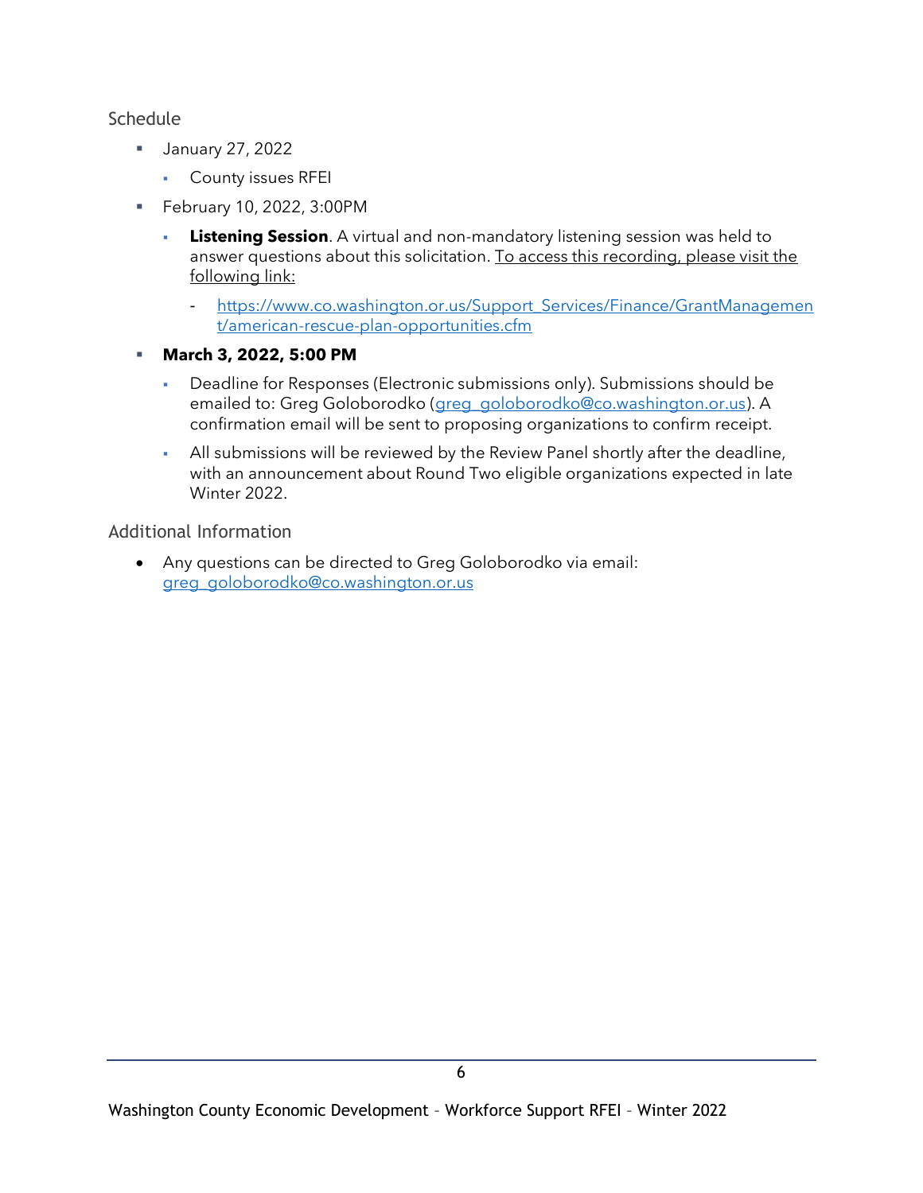## Schedule

- January 27, 2022
  - County issues RFEI
- February 10, 2022, 3:00PM
  - **Listening Session**. A virtual and non-mandatory listening session was held to answer questions about this solicitation. To access this recording, please visit the following link:
    - https://www.co.washington.or.us/Support_Services/Finance/GrantManagement/american-rescue-plan-opportunities.cfm
- **March 3, 2022, 5:00 PM**
  - Deadline for Responses (Electronic submissions only). Submissions should be emailed to: Greg Goloborodko (greg_goloborodko@co.washington.or.us). A confirmation email will be sent to proposing organizations to confirm receipt.
  - All submissions will be reviewed by the Review Panel shortly after the deadline, with an announcement about Round Two eligible organizations expected in late Winter 2022.

## Additional Information

- Any questions can be directed to Greg Goloborodko via email: greg_goloborodko@co.washington.or.us